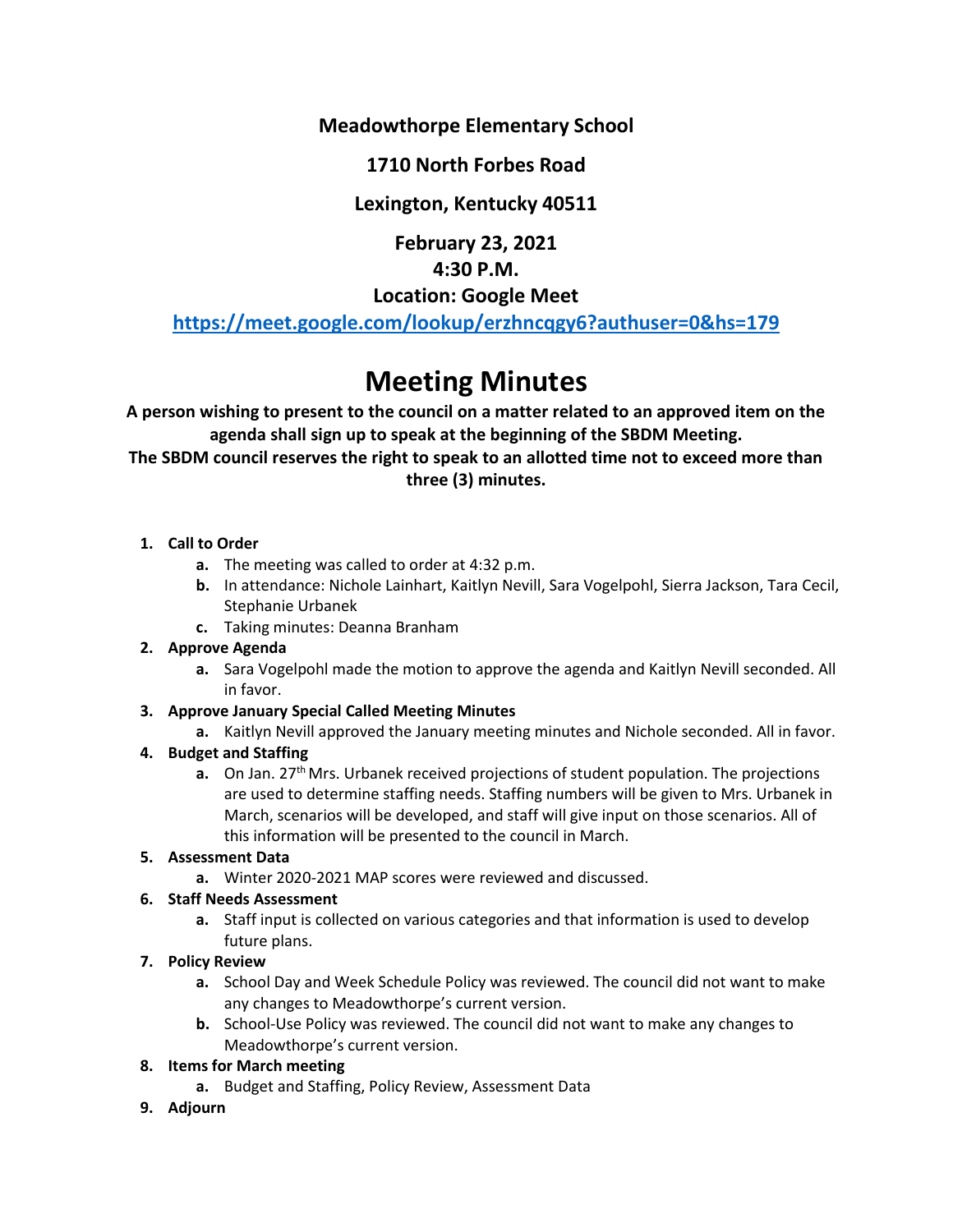**Meadowthorpe Elementary School**

**1710 North Forbes Road**

**Lexington, Kentucky 40511**

**February 23, 2021**

**4:30 P.M.**

**Location: Google Meet**

[https://meet.google.com/lookup/erzhncqgy6?authuser=0&hs=179](https://meet.google.com/lookup/erzhncqgy6?authuser=0&hs=179)

# Meeting Minutes

**A person wishing to present to the council on a matter related to an approved item on the agenda shall sign up to speak at the beginning of the SBDM Meeting.**
**The SBDM council reserves the right to speak to an allotted time not to exceed more than three (3) minutes.**

1. **Call to Order**
    a. The meeting was called to order at 4:32 p.m.
    b. In attendance: Nichole Lainhart, Kaitlyn Nevill, Sara Vogelpohl, Sierra Jackson, Tara Cecil, Stephanie Urbanek
    c. Taking minutes: Deanna Branham
2. **Approve Agenda**
    a. Sara Vogelpohl made the motion to approve the agenda and Kaitlyn Nevill seconded. All in favor.
3. **Approve January Special Called Meeting Minutes**
    a. Kaitlyn Nevill approved the January meeting minutes and Nichole seconded. All in favor.
4. **Budget and Staffing**
    a. On Jan. 27th Mrs. Urbanek received projections of student population. The projections are used to determine staffing needs. Staffing numbers will be given to Mrs. Urbanek in March, scenarios will be developed, and staff will give input on those scenarios. All of this information will be presented to the council in March.
5. **Assessment Data**
    a. Winter 2020-2021 MAP scores were reviewed and discussed.
6. **Staff Needs Assessment**
    a. Staff input is collected on various categories and that information is used to develop future plans.
7. **Policy Review**
    a. School Day and Week Schedule Policy was reviewed. The council did not want to make any changes to Meadowthorpe's current version.
    b. School-Use Policy was reviewed. The council did not want to make any changes to Meadowthorpe's current version.
8. **Items for March meeting**
    a. Budget and Staffing, Policy Review, Assessment Data
9. **Adjourn**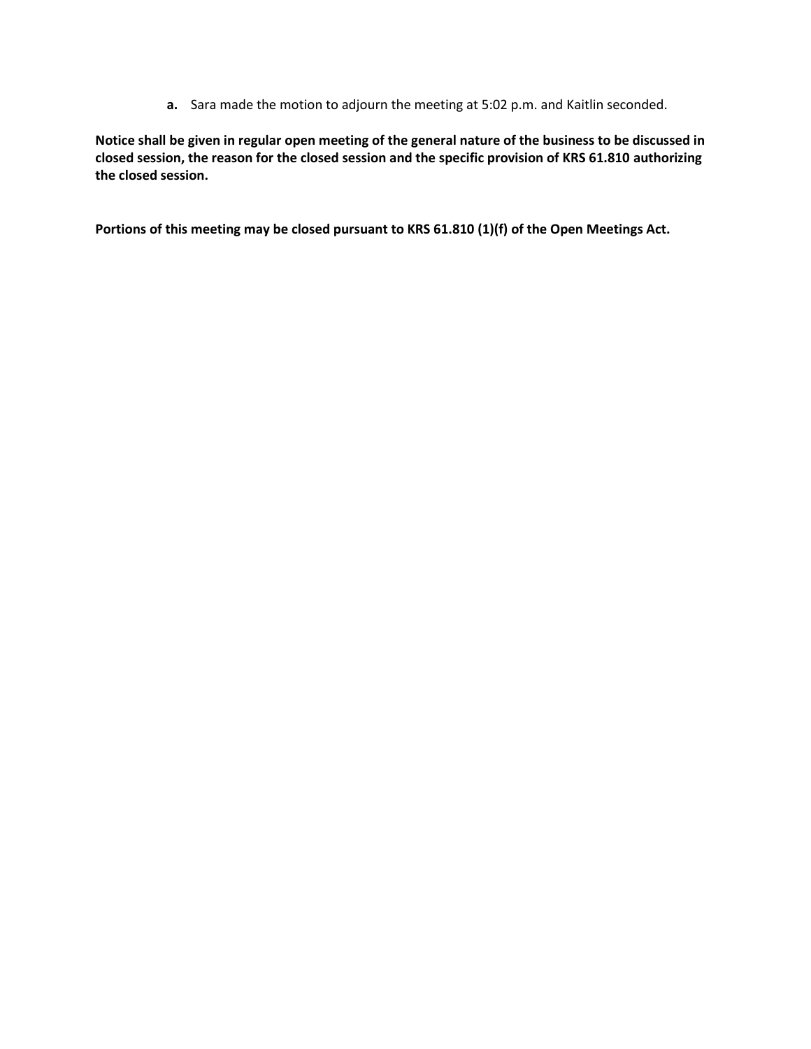a. Sara made the motion to adjourn the meeting at 5:02 p.m. and Kaitlin seconded.

**Notice shall be given in regular open meeting of the general nature of the business to be discussed in closed session, the reason for the closed session and the specific provision of KRS 61.810 authorizing the closed session.**

**Portions of this meeting may be closed pursuant to KRS 61.810 (1)(f) of the Open Meetings Act.**